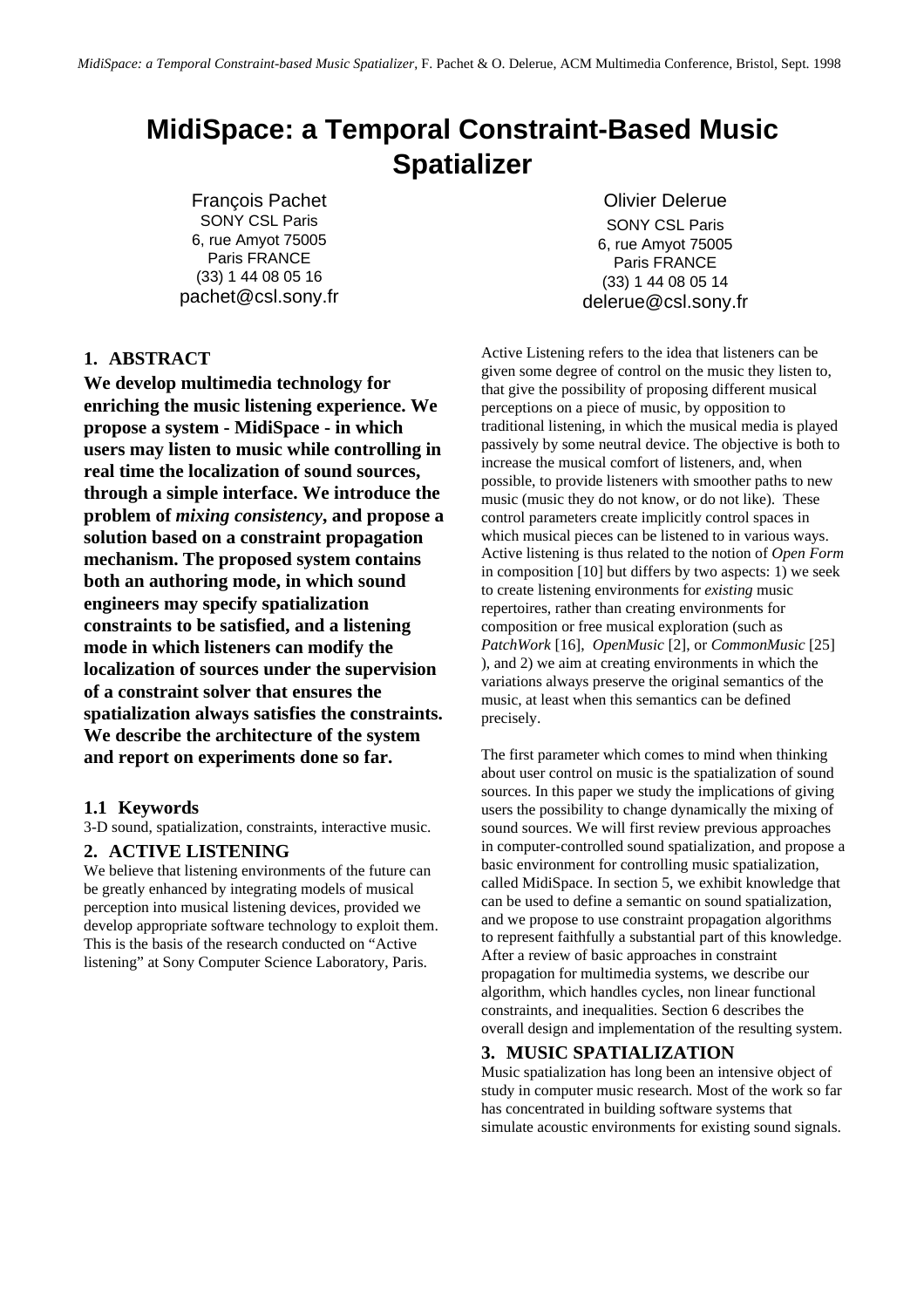# MidiSpace: a Temporal Constraint-Based Music Spatializer

François Pachet
SONY CSL Paris
6, rue Amyot 75005
Paris FRANCE
(33) 1 44 08 05 16
pachet@csl.sony.fr

Olivier Delerue
SONY CSL Paris
6, rue Amyot 75005
Paris FRANCE
(33) 1 44 08 05 14
delerue@csl.sony.fr

## 1. ABSTRACT

**We develop multimedia technology for enriching the music listening experience. We propose a system - MidiSpace - in which users may listen to music while controlling in real time the localization of sound sources, through a simple interface. We introduce the problem of *mixing consistency*, and propose a solution based on a constraint propagation mechanism. The proposed system contains both an authoring mode, in which sound engineers may specify spatialization constraints to be satisfied, and a listening mode in which listeners can modify the localization of sources under the supervision of a constraint solver that ensures the spatialization always satisfies the constraints. We describe the architecture of the system and report on experiments done so far.**

### 1.1 Keywords

3-D sound, spatialization, constraints, interactive music.

## 2. ACTIVE LISTENING

We believe that listening environments of the future can be greatly enhanced by integrating models of musical perception into musical listening devices, provided we develop appropriate software technology to exploit them. This is the basis of the research conducted on “Active listening” at Sony Computer Science Laboratory, Paris.

Active Listening refers to the idea that listeners can be given some degree of control on the music they listen to, that give the possibility of proposing different musical perceptions on a piece of music, by opposition to traditional listening, in which the musical media is played passively by some neutral device. The objective is both to increase the musical comfort of listeners, and, when possible, to provide listeners with smoother paths to new music (music they do not know, or do not like). These control parameters create implicitly control spaces in which musical pieces can be listened to in various ways. Active listening is thus related to the notion of *Open Form* in composition [10] but differs by two aspects: 1) we seek to create listening environments for *existing* music repertoires, rather than creating environments for composition or free musical exploration (such as *PatchWork* [16], *OpenMusic* [2], or *CommonMusic* [25] ), and 2) we aim at creating environments in which the variations always preserve the original semantics of the music, at least when this semantics can be defined precisely.

The first parameter which comes to mind when thinking about user control on music is the spatialization of sound sources. In this paper we study the implications of giving users the possibility to change dynamically the mixing of sound sources. We will first review previous approaches in computer-controlled sound spatialization, and propose a basic environment for controlling music spatialization, called MidiSpace. In section 5, we exhibit knowledge that can be used to define a semantic on sound spatialization, and we propose to use constraint propagation algorithms to represent faithfully a substantial part of this knowledge. After a review of basic approaches in constraint propagation for multimedia systems, we describe our algorithm, which handles cycles, non linear functional constraints, and inequalities. Section 6 describes the overall design and implementation of the resulting system.

## 3. MUSIC SPATIALIZATION

Music spatialization has long been an intensive object of study in computer music research. Most of the work so far has concentrated in building software systems that simulate acoustic environments for existing sound signals.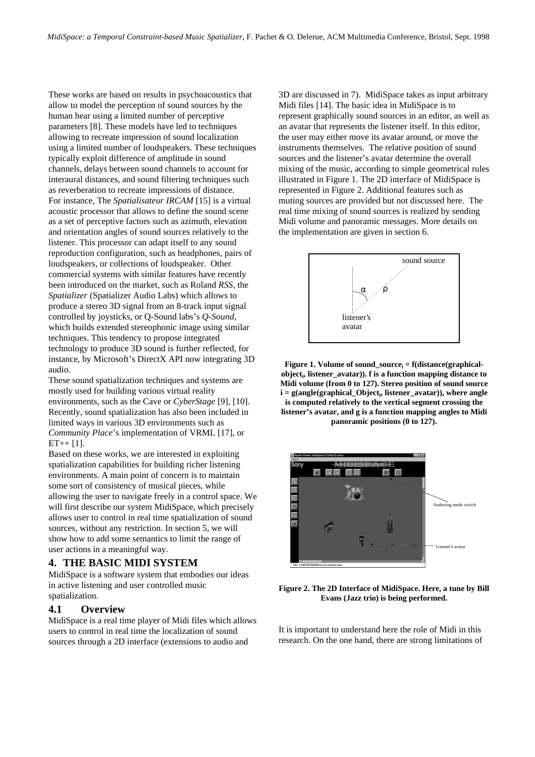These works are based on results in psychoacoustics that allow to model the perception of sound sources by the human hear using a limited number of perceptive parameters [8]. These models have led to techniques allowing to recreate impression of sound localization using a limited number of loudspeakers. These techniques typically exploit difference of amplitude in sound channels, delays between sound channels to account for interaural distances, and sound filtering techniques such as reverberation to recreate impressions of distance.

For instance, The *Spatialisateur IRCAM* [15] is a virtual acoustic processor that allows to define the sound scene as a set of perceptive factors such as azimuth, elevation and orientation angles of sound sources relatively to the listener. This processor can adapt itself to any sound reproduction configuration, such as headphones, pairs of loudspeakers, or collections of loudspeaker. Other commercial systems with similar features have recently been introduced on the market, such as Roland *RSS*, the *Spatializer* (Spatializer Audio Labs) which allows to produce a stereo 3D signal from an 8-track input signal controlled by joysticks, or Q-Sound labs's *Q-Sound*, which builds extended stereophonic image using similar techniques. This tendency to propose integrated technology to produce 3D sound is further reflected, for instance, by Microsoft's DirectX API now integrating 3D audio.

These sound spatialization techniques and systems are mostly used for building various virtual reality environments, such as the Cave or *CyberStage* [9], [10]. Recently, sound spatialization has also been included in limited ways in various 3D environments such as *Community Place*'s implementation of VRML [17], or ET++ [1].

Based on these works, we are interested in exploiting spatialization capabilities for building richer listening environments. A main point of concern is to maintain some sort of consistency of musical pieces, while allowing the user to navigate freely in a control space. We will first describe our system MidiSpace, which precisely allows user to control in real time spatialization of sound sources, without any restriction. In section 5, we will show how to add some semantics to limit the range of user actions in a meaningful way.

## 4. THE BASIC MIDI SYSTEM

MidiSpace is a software system that embodies our ideas in active listening and user controlled music spatialization.

### 4.1 Overview

MidiSpace is a real time player of Midi files which allows users to control in real time the localization of sound sources through a 2D interface (extensions to audio and 3D are discussed in 7). MidiSpace takes as input arbitrary Midi files [14]. The basic idea in MidiSpace is to represent graphically sound sources in an editor, as well as an avatar that represents the listener itself. In this editor, the user may either move its avatar around, or move the instruments themselves. The relative position of sound sources and the listener's avatar determine the overall mixing of the music, according to simple geometrical rules illustrated in Figure 1. The 2D interface of MidiSpace is represented in Figure 2. Additional features such as muting sources are provided but not discussed here. The real time mixing of sound sources is realized by sending Midi volume and panoramic messages. More details on the implementation are given in section 6.

**Figure 1. Volume of sound_source$_i$ = f(distance(graphical-object$_i$, listener_avatar)). f is a function mapping distance to Midi volume (from 0 to 127). Stereo position of sound source i = g(angle(graphical_Object$_i$, listener_avatar)), where angle is computed relatively to the vertical segment crossing the listener's avatar, and g is a function mapping angles to Midi panoramic positions (0 to 127).**

**Figure 2. The 2D Interface of MidiSpace. Here, a tune by Bill Evans (Jazz trio) is being performed.**

It is important to understand here the role of Midi in this research. On the one hand, there are strong limitations of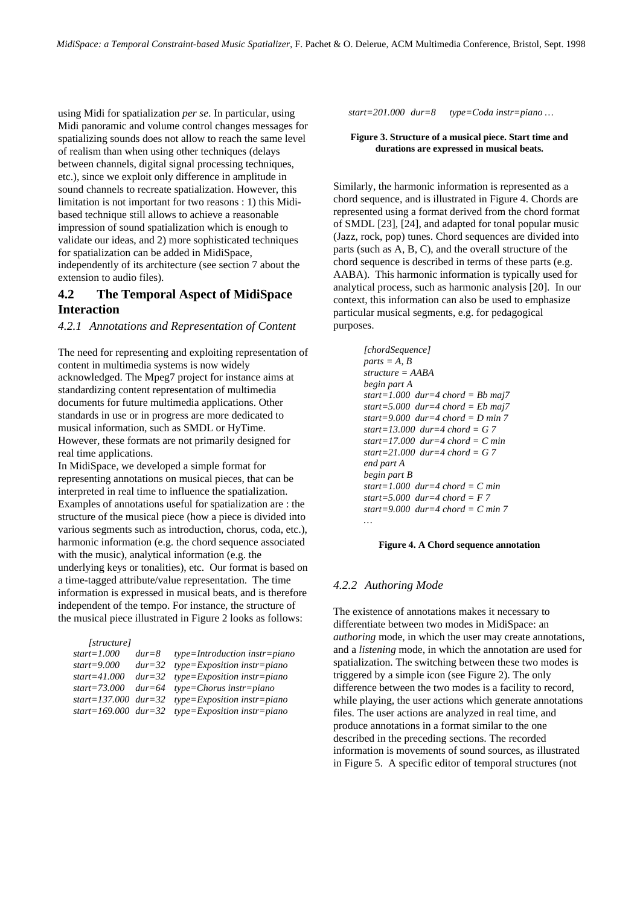using Midi for spatialization *per se*. In particular, using Midi panoramic and volume control changes messages for spatializing sounds does not allow to reach the same level of realism than when using other techniques (delays between channels, digital signal processing techniques, etc.), since we exploit only difference in amplitude in sound channels to recreate spatialization. However, this limitation is not important for two reasons : 1) this Midi-based technique still allows to achieve a reasonable impression of sound spatialization which is enough to validate our ideas, and 2) more sophisticated techniques for spatialization can be added in MidiSpace, independently of its architecture (see section 7 about the extension to audio files).

## 4.2 The Temporal Aspect of MidiSpace Interaction

### *4.2.1 Annotations and Representation of Content*

The need for representing and exploiting representation of content in multimedia systems is now widely acknowledged. The Mpeg7 project for instance aims at standardizing content representation of multimedia documents for future multimedia applications. Other standards in use or in progress are more dedicated to musical information, such as SMDL or HyTime. However, these formats are not primarily designed for real time applications.

In MidiSpace, we developed a simple format for representing annotations on musical pieces, that can be interpreted in real time to influence the spatialization. Examples of annotations useful for spatialization are : the structure of the musical piece (how a piece is divided into various segments such as introduction, chorus, coda, etc.), harmonic information (e.g. the chord sequence associated with the music), analytical information (e.g. the underlying keys or tonalities), etc. Our format is based on a time-tagged attribute/value representation. The time information is expressed in musical beats, and is therefore independent of the tempo. For instance, the structure of the musical piece illustrated in Figure 2 looks as follows:

```
[structure]
start=1.000    dur=8    type=Introduction instr=piano
start=9.000    dur=32   type=Exposition instr=piano
start=41.000   dur=32   type=Exposition instr=piano
start=73.000   dur=64   type=Chorus instr=piano
start=137.000  dur=32   type=Exposition instr=piano
start=169.000  dur=32   type=Exposition instr=piano
start=201.000  dur=8    type=Coda instr=piano …
```

**Figure 3. Structure of a musical piece. Start time and durations are expressed in musical beats.**

Similarly, the harmonic information is represented as a chord sequence, and is illustrated in Figure 4. Chords are represented using a format derived from the chord format of SMDL [23], [24], and adapted for tonal popular music (Jazz, rock, pop) tunes. Chord sequences are divided into parts (such as A, B, C), and the overall structure of the chord sequence is described in terms of these parts (e.g. AABA). This harmonic information is typically used for analytical process, such as harmonic analysis [20]. In our context, this information can also be used to emphasize particular musical segments, e.g. for pedagogical purposes.

```
[chordSequence]
parts = A, B
structure = AABA
begin part A
start=1.000  dur=4 chord = Bb maj7
start=5.000  dur=4 chord = Eb maj7
start=9.000  dur=4 chord = D min 7
start=13.000  dur=4 chord = G 7
start=17.000  dur=4 chord = C min
start=21.000  dur=4 chord = G 7
end part A
begin part B
start=1.000  dur=4 chord = C min
start=5.000  dur=4 chord = F 7
start=9.000  dur=4 chord = C min 7
…
```

**Figure 4. A Chord sequence annotation**

### *4.2.2 Authoring Mode*

The existence of annotations makes it necessary to differentiate between two modes in MidiSpace: an *authoring* mode, in which the user may create annotations, and a *listening* mode, in which the annotation are used for spatialization. The switching between these two modes is triggered by a simple icon (see Figure 2). The only difference between the two modes is a facility to record, while playing, the user actions which generate annotations files. The user actions are analyzed in real time, and produce annotations in a format similar to the one described in the preceding sections. The recorded information is movements of sound sources, as illustrated in Figure 5. A specific editor of temporal structures (not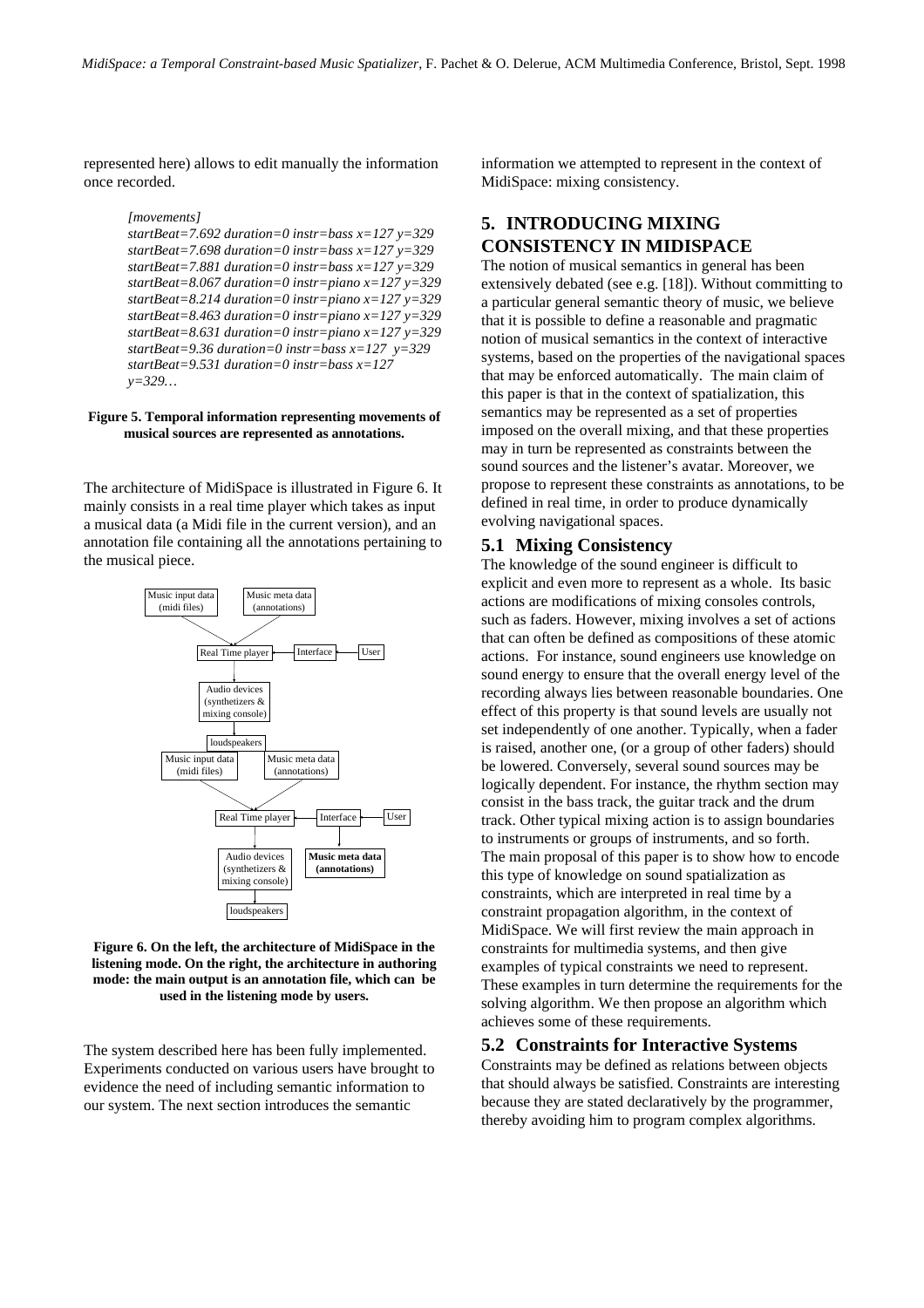represented here) allows to edit manually the information once recorded.

*[movements]*
*startBeat=7.692 duration=0 instr=bass x=127 y=329*
*startBeat=7.698 duration=0 instr=bass x=127 y=329*
*startBeat=7.881 duration=0 instr=bass x=127 y=329*
*startBeat=8.067 duration=0 instr=piano x=127 y=329*
*startBeat=8.214 duration=0 instr=piano x=127 y=329*
*startBeat=8.463 duration=0 instr=piano x=127 y=329*
*startBeat=8.631 duration=0 instr=piano x=127 y=329*
*startBeat=9.36 duration=0 instr=bass x=127 y=329*
*startBeat=9.531 duration=0 instr=bass x=127 y=329…*

**Figure 5. Temporal information representing movements of musical sources are represented as annotations.**

The architecture of MidiSpace is illustrated in Figure 6. It mainly consists in a real time player which takes as input a musical data (a Midi file in the current version), and an annotation file containing all the annotations pertaining to the musical piece.

**Figure 6. On the left, the architecture of MidiSpace in the listening mode. On the right, the architecture in authoring mode: the main output is an annotation file, which can be used in the listening mode by users.**

The system described here has been fully implemented. Experiments conducted on various users have brought to evidence the need of including semantic information to our system. The next section introduces the semantic information we attempted to represent in the context of MidiSpace: mixing consistency.

## 5. INTRODUCING MIXING CONSISTENCY IN MIDISPACE

The notion of musical semantics in general has been extensively debated (see e.g. [18]). Without committing to a particular general semantic theory of music, we believe that it is possible to define a reasonable and pragmatic notion of musical semantics in the context of interactive systems, based on the properties of the navigational spaces that may be enforced automatically. The main claim of this paper is that in the context of spatialization, this semantics may be represented as a set of properties imposed on the overall mixing, and that these properties may in turn be represented as constraints between the sound sources and the listener's avatar. Moreover, we propose to represent these constraints as annotations, to be defined in real time, in order to produce dynamically evolving navigational spaces.

### 5.1 Mixing Consistency

The knowledge of the sound engineer is difficult to explicit and even more to represent as a whole. Its basic actions are modifications of mixing consoles controls, such as faders. However, mixing involves a set of actions that can often be defined as compositions of these atomic actions. For instance, sound engineers use knowledge on sound energy to ensure that the overall energy level of the recording always lies between reasonable boundaries. One effect of this property is that sound levels are usually not set independently of one another. Typically, when a fader is raised, another one, (or a group of other faders) should be lowered. Conversely, several sound sources may be logically dependent. For instance, the rhythm section may consist in the bass track, the guitar track and the drum track. Other typical mixing action is to assign boundaries to instruments or groups of instruments, and so forth. The main proposal of this paper is to show how to encode this type of knowledge on sound spatialization as constraints, which are interpreted in real time by a constraint propagation algorithm, in the context of MidiSpace. We will first review the main approach in constraints for multimedia systems, and then give examples of typical constraints we need to represent. These examples in turn determine the requirements for the solving algorithm. We then propose an algorithm which achieves some of these requirements.

### 5.2 Constraints for Interactive Systems

Constraints may be defined as relations between objects that should always be satisfied. Constraints are interesting because they are stated declaratively by the programmer, thereby avoiding him to program complex algorithms.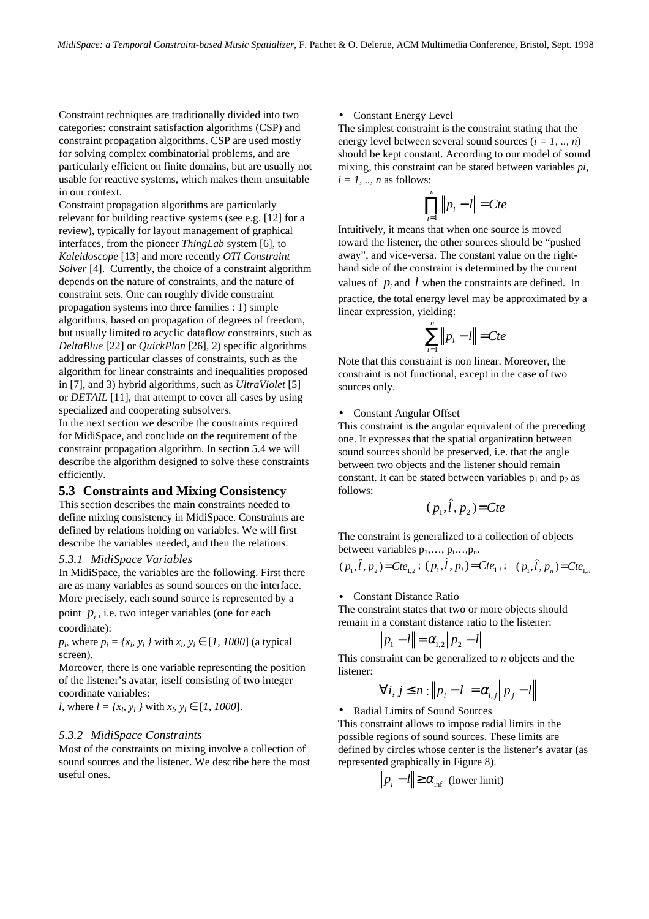Constraint techniques are traditionally divided into two categories: constraint satisfaction algorithms (CSP) and constraint propagation algorithms. CSP are used mostly for solving complex combinatorial problems, and are particularly efficient on finite domains, but are usually not usable for reactive systems, which makes them unsuitable in our context.

Constraint propagation algorithms are particularly relevant for building reactive systems (see e.g. [12] for a review), typically for layout management of graphical interfaces, from the pioneer *ThingLab* system [6], to *Kaleidoscope* [13] and more recently *OTI Constraint Solver* [4]. Currently, the choice of a constraint algorithm depends on the nature of constraints, and the nature of constraint sets. One can roughly divide constraint propagation systems into three families : 1) simple algorithms, based on propagation of degrees of freedom, but usually limited to acyclic dataflow constraints, such as *DeltaBlue* [22] or *QuickPlan* [26], 2) specific algorithms addressing particular classes of constraints, such as the algorithm for linear constraints and inequalities proposed in [7], and 3) hybrid algorithms, such as *UltraViolet* [5] or *DETAIL* [11], that attempt to cover all cases by using specialized and cooperating subsolvers.

In the next section we describe the constraints required for MidiSpace, and conclude on the requirement of the constraint propagation algorithm. In section 5.4 we will describe the algorithm designed to solve these constraints efficiently.

## 5.3 Constraints and Mixing Consistency

This section describes the main constraints needed to define mixing consistency in MidiSpace. Constraints are defined by relations holding on variables. We will first describe the variables needed, and then the relations.

### 5.3.1 MidiSpace Variables

In MidiSpace, the variables are the following. First there are as many variables as sound sources on the interface. More precisely, each sound source is represented by a point $p_i$, i.e. two integer variables (one for each coordinate):

$p_i$, where $p_i = \{x_i, y_i\}$ with $x_i, y_i \in [1, 1000]$ (a typical screen).

Moreover, there is one variable representing the position of the listener's avatar, itself consisting of two integer coordinate variables:

$l$, where $l = \{x_l, y_l\}$ with $x_l, y_l \in [1, 1000]$.

### 5.3.2 MidiSpace Constraints

Most of the constraints on mixing involve a collection of sound sources and the listener. We describe here the most useful ones.

- Constant Energy Level

The simplest constraint is the constraint stating that the energy level between several sound sources ($i = 1, .., n$) should be kept constant. According to our model of sound mixing, this constraint can be stated between variables $p_i$, $i = 1, .., n$ as follows:

$$\prod_{i=1}^{n} \| p_i - l \| = Cte$$

Intuitively, it means that when one source is moved toward the listener, the other sources should be "pushed away", and vice-versa. The constant value on the right-hand side of the constraint is determined by the current values of $p_i$ and $l$ when the constraints are defined. In practice, the total energy level may be approximated by a linear expression, yielding:

$$\sum_{i=1}^{n} \| p_i - l \| = Cte$$

Note that this constraint is non linear. Moreover, the constraint is not functional, except in the case of two sources only.

- Constant Angular Offset

This constraint is the angular equivalent of the preceding one. It expresses that the spatial organization between sound sources should be preserved, i.e. that the angle between two objects and the listener should remain constant. It can be stated between variables $p_1$ and $p_2$ as follows:

$$(p_1, \hat{l}, p_2) = Cte$$

The constraint is generalized to a collection of objects between variables $p_1, \ldots, p_i \ldots, p_n$.

$$(p_1, \hat{l}, p_2) = Cte_{1,2}\,;\ (p_1, \hat{l}, p_i) = Cte_{1,i}\,;\ \ (p_1, \hat{l}, p_n) = Cte_{1,n}$$

- Constant Distance Ratio

The constraint states that two or more objects should remain in a constant distance ratio to the listener:

$$\| p_1 - l \| = \alpha_{1,2} \| p_2 - l \|$$

This constraint can be generalized to $n$ objects and the listener:

$$\forall i, j \le n : \| p_i - l \| = \alpha_{i,j} \| p_j - l \|$$

- Radial Limits of Sound Sources

This constraint allows to impose radial limits in the possible regions of sound sources. These limits are defined by circles whose center is the listener's avatar (as represented graphically in Figure 8).

$$\| p_i - l \| \ge \alpha_{\inf} \ \text{(lower limit)}$$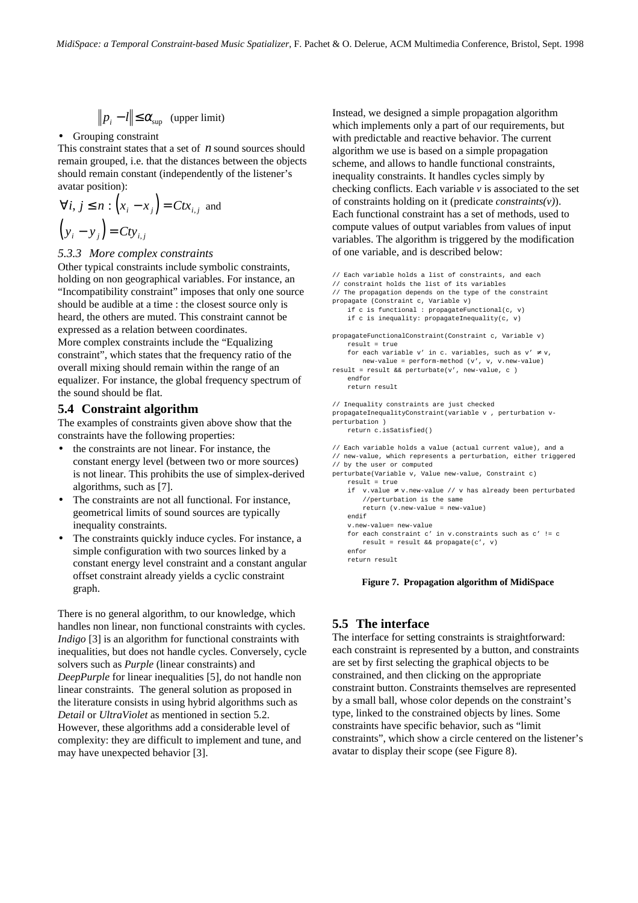$$\left\| p_i - l \right\| \leq \alpha_{\sup} \quad \text{(upper limit)}$$

- Grouping constraint

This constraint states that a set of $n$ sound sources should remain grouped, i.e. that the distances between the objects should remain constant (independently of the listener's avatar position):

$$\forall i, j \leq n : \left(x_i - x_j\right) = Ctx_{i,j} \text{ and } \left(y_i - y_j\right) = Cty_{i,j}$$

#### 5.3.3 More complex constraints

Other typical constraints include symbolic constraints, holding on non geographical variables. For instance, an "Incompatibility constraint" imposes that only one source should be audible at a time : the closest source only is heard, the others are muted. This constraint cannot be expressed as a relation between coordinates.

More complex constraints include the "Equalizing constraint", which states that the frequency ratio of the overall mixing should remain within the range of an equalizer. For instance, the global frequency spectrum of the sound should be flat.

### 5.4 Constraint algorithm

The examples of constraints given above show that the constraints have the following properties:

- the constraints are not linear. For instance, the constant energy level (between two or more sources) is not linear. This prohibits the use of simplex-derived algorithms, such as [7].
- The constraints are not all functional. For instance, geometrical limits of sound sources are typically inequality constraints.
- The constraints quickly induce cycles. For instance, a simple configuration with two sources linked by a constant energy level constraint and a constant angular offset constraint already yields a cyclic constraint graph.

There is no general algorithm, to our knowledge, which handles non linear, non functional constraints with cycles. *Indigo* [3] is an algorithm for functional constraints with inequalities, but does not handle cycles. Conversely, cycle solvers such as *Purple* (linear constraints) and *DeepPurple* for linear inequalities [5], do not handle non linear constraints. The general solution as proposed in the literature consists in using hybrid algorithms such as *Detail* or *UltraViolet* as mentioned in section 5.2. However, these algorithms add a considerable level of complexity: they are difficult to implement and tune, and may have unexpected behavior [3].

Instead, we designed a simple propagation algorithm which implements only a part of our requirements, but with predictable and reactive behavior. The current algorithm we use is based on a simple propagation scheme, and allows to handle functional constraints, inequality constraints. It handles cycles simply by checking conflicts. Each variable *v* is associated to the set of constraints holding on it (predicate *constraints(v)*). Each functional constraint has a set of methods, used to compute values of output variables from values of input variables. The algorithm is triggered by the modification of one variable, and is described below:

```
// Each variable holds a list of constraints, and each
// constraint holds the list of its variables
// The propagation depends on the type of the constraint
propagate (Constraint c, Variable v)
    if c is functional : propagateFunctional(c, v)
    if c is inequality: propagateInequality(c, v)

propagateFunctionalConstraint(Constraint c, Variable v)
    result = true
    for each variable v' in c. variables, such as v' ≠ v,
        new-value = perform-method (v', v, v.new-value)
result = result && perturbate(v', new-value, c )
    endfor
    return result

// Inequality constraints are just checked
propagateInequalityConstraint(variable v , perturbation v-
perturbation )
    return c.isSatisfied()

// Each variable holds a value (actual current value), and a
// new-value, which represents a perturbation, either triggered
// by the user or computed
perturbate(Variable v, Value new-value, Constraint c)
    result = true
    if  v.value ≠ v.new-value // v has already been perturbated
        //perturbation is the same
        return (v.new-value = new-value)
    endif
    v.new-value= new-value
    for each constraint c' in v.constraints such as c' != c
        result = result && propagate(c', v)
    enfor
    return result
```

**Figure 7. Propagation algorithm of MidiSpace**

### 5.5 The interface

The interface for setting constraints is straightforward: each constraint is represented by a button, and constraints are set by first selecting the graphical objects to be constrained, and then clicking on the appropriate constraint button. Constraints themselves are represented by a small ball, whose color depends on the constraint's type, linked to the constrained objects by lines. Some constraints have specific behavior, such as "limit constraints", which show a circle centered on the listener's avatar to display their scope (see Figure 8).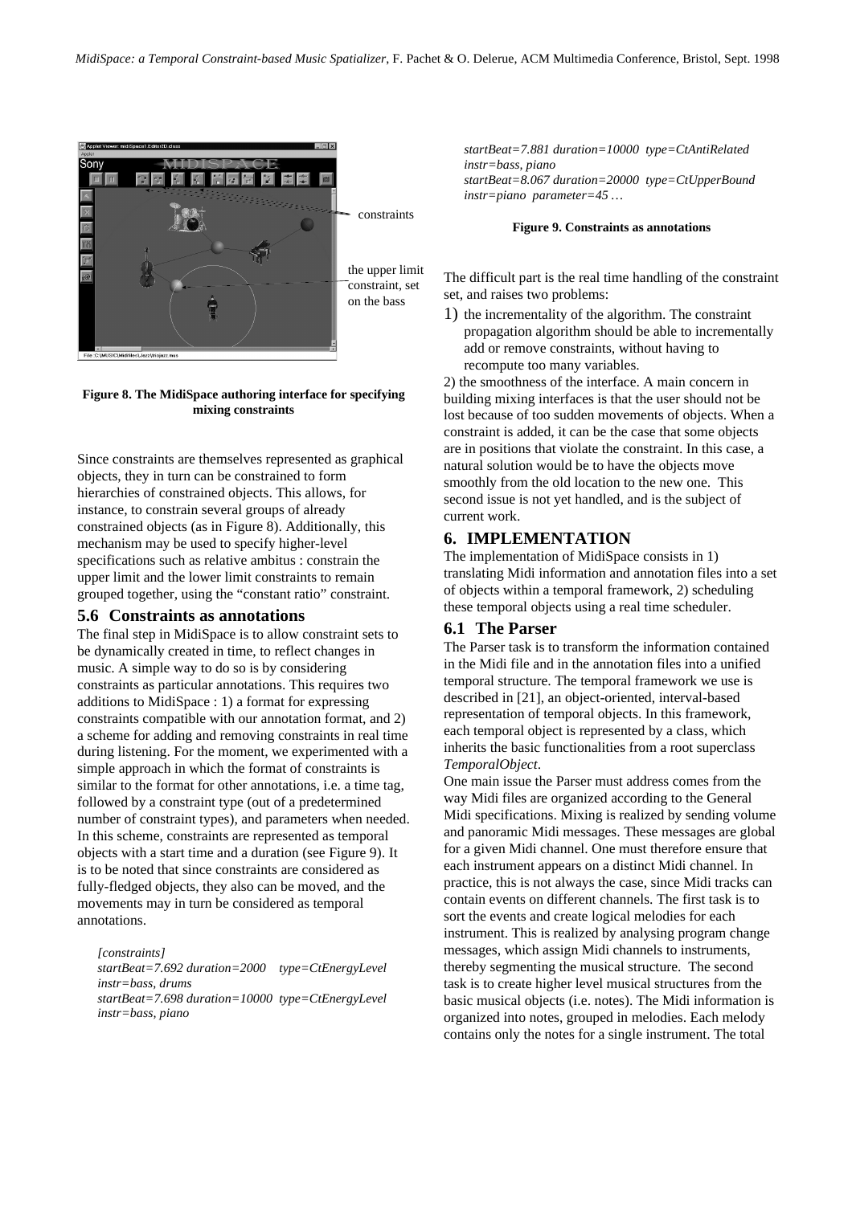constraints

the upper limit constraint, set on the bass

**Figure 8. The MidiSpace authoring interface for specifying mixing constraints**

Since constraints are themselves represented as graphical objects, they in turn can be constrained to form hierarchies of constrained objects. This allows, for instance, to constrain several groups of already constrained objects (as in Figure 8). Additionally, this mechanism may be used to specify higher-level specifications such as relative ambitus : constrain the upper limit and the lower limit constraints to remain grouped together, using the "constant ratio" constraint.

### 5.6 Constraints as annotations

The final step in MidiSpace is to allow constraint sets to be dynamically created in time, to reflect changes in music. A simple way to do so is by considering constraints as particular annotations. This requires two additions to MidiSpace : 1) a format for expressing constraints compatible with our annotation format, and 2) a scheme for adding and removing constraints in real time during listening. For the moment, we experimented with a simple approach in which the format of constraints is similar to the format for other annotations, i.e. a time tag, followed by a constraint type (out of a predetermined number of constraint types), and parameters when needed. In this scheme, constraints are represented as temporal objects with a start time and a duration (see Figure 9). It is to be noted that since constraints are considered as fully-fledged objects, they also can be moved, and the movements may in turn be considered as temporal annotations.

*[constraints]*
*startBeat=7.692 duration=2000 type=CtEnergyLevel instr=bass, drums*
*startBeat=7.698 duration=10000 type=CtEnergyLevel instr=bass, piano*
*startBeat=7.881 duration=10000 type=CtAntiRelated instr=bass, piano*
*startBeat=8.067 duration=20000 type=CtUpperBound instr=piano parameter=45 …*

**Figure 9. Constraints as annotations**

The difficult part is the real time handling of the constraint set, and raises two problems:

1) the incrementality of the algorithm. The constraint propagation algorithm should be able to incrementally add or remove constraints, without having to recompute too many variables.

2) the smoothness of the interface. A main concern in building mixing interfaces is that the user should not be lost because of too sudden movements of objects. When a constraint is added, it can be the case that some objects are in positions that violate the constraint. In this case, a natural solution would be to have the objects move smoothly from the old location to the new one. This second issue is not yet handled, and is the subject of current work.

## 6. IMPLEMENTATION

The implementation of MidiSpace consists in 1) translating Midi information and annotation files into a set of objects within a temporal framework, 2) scheduling these temporal objects using a real time scheduler.

### 6.1 The Parser

The Parser task is to transform the information contained in the Midi file and in the annotation files into a unified temporal structure. The temporal framework we use is described in [21], an object-oriented, interval-based representation of temporal objects. In this framework, each temporal object is represented by a class, which inherits the basic functionalities from a root superclass *TemporalObject*.

One main issue the Parser must address comes from the way Midi files are organized according to the General Midi specifications. Mixing is realized by sending volume and panoramic Midi messages. These messages are global for a given Midi channel. One must therefore ensure that each instrument appears on a distinct Midi channel. In practice, this is not always the case, since Midi tracks can contain events on different channels. The first task is to sort the events and create logical melodies for each instrument. This is realized by analysing program change messages, which assign Midi channels to instruments, thereby segmenting the musical structure. The second task is to create higher level musical structures from the basic musical objects (i.e. notes). The Midi information is organized into notes, grouped in melodies. Each melody contains only the notes for a single instrument. The total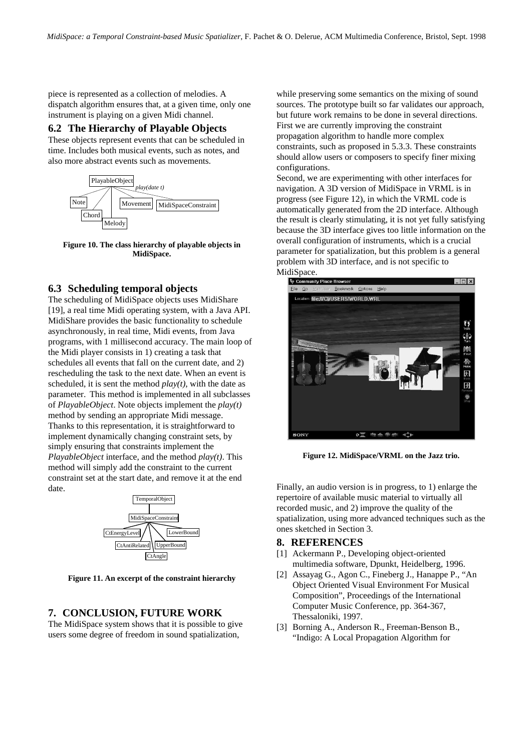piece is represented as a collection of melodies. A dispatch algorithm ensures that, at a given time, only one instrument is playing on a given Midi channel.

## 6.2 The Hierarchy of Playable Objects

These objects represent events that can be scheduled in time. Includes both musical events, such as notes, and also more abstract events such as movements.

**Figure 10. The class hierarchy of playable objects in MidiSpace.**

## 6.3 Scheduling temporal objects

The scheduling of MidiSpace objects uses MidiShare [19], a real time Midi operating system, with a Java API. MidiShare provides the basic functionality to schedule asynchronously, in real time, Midi events, from Java programs, with 1 millisecond accuracy. The main loop of the Midi player consists in 1) creating a task that schedules all events that fall on the current date, and 2) rescheduling the task to the next date. When an event is scheduled, it is sent the method *play(t)*, with the date as parameter. This method is implemented in all subclasses of *PlayableObject*. Note objects implement the *play(t)* method by sending an appropriate Midi message. Thanks to this representation, it is straightforward to implement dynamically changing constraint sets, by simply ensuring that constraints implement the *PlayableObject* interface, and the method *play(t)*. This method will simply add the constraint to the current constraint set at the start date, and remove it at the end date.

**Figure 11. An excerpt of the constraint hierarchy**

## 7. CONCLUSION, FUTURE WORK

The MidiSpace system shows that it is possible to give users some degree of freedom in sound spatialization, while preserving some semantics on the mixing of sound sources. The prototype built so far validates our approach, but future work remains to be done in several directions. First we are currently improving the constraint propagation algorithm to handle more complex constraints, such as proposed in 5.3.3. These constraints should allow users or composers to specify finer mixing configurations.

Second, we are experimenting with other interfaces for navigation. A 3D version of MidiSpace in VRML is in progress (see Figure 12), in which the VRML code is automatically generated from the 2D interface. Although the result is clearly stimulating, it is not yet fully satisfying because the 3D interface gives too little information on the overall configuration of instruments, which is a crucial parameter for spatialization, but this problem is a general problem with 3D interface, and is not specific to MidiSpace.

**Figure 12. MidiSpace/VRML on the Jazz trio.**

Finally, an audio version is in progress, to 1) enlarge the repertoire of available music material to virtually all recorded music, and 2) improve the quality of the spatialization, using more advanced techniques such as the ones sketched in Section 3.

## 8. REFERENCES

[1] Ackermann P., Developing object-oriented multimedia software, Dpunkt, Heidelberg, 1996.

[2] Assayag G., Agon C., Fineberg J., Hanappe P., "An Object Oriented Visual Environment For Musical Composition", Proceedings of the International Computer Music Conference, pp. 364-367, Thessaloniki, 1997.

[3] Borning A., Anderson R., Freeman-Benson B., "Indigo: A Local Propagation Algorithm for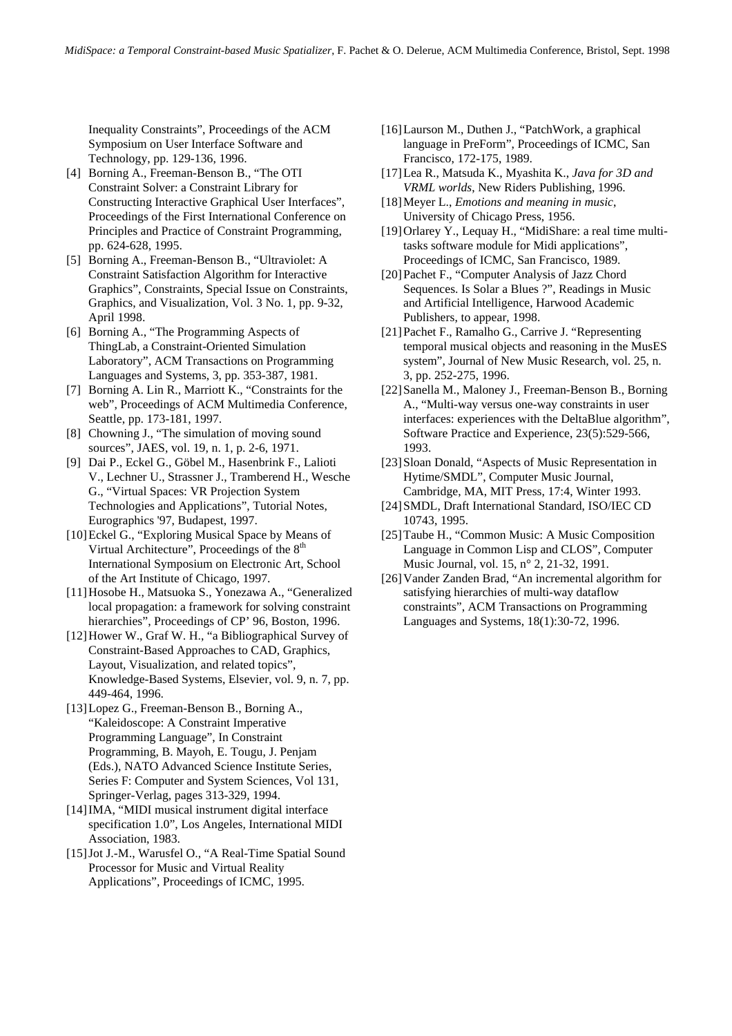Inequality Constraints", Proceedings of the ACM Symposium on User Interface Software and Technology, pp. 129-136, 1996.

[4] Borning A., Freeman-Benson B., "The OTI Constraint Solver: a Constraint Library for Constructing Interactive Graphical User Interfaces", Proceedings of the First International Conference on Principles and Practice of Constraint Programming, pp. 624-628, 1995.

[5] Borning A., Freeman-Benson B., "Ultraviolet: A Constraint Satisfaction Algorithm for Interactive Graphics", Constraints, Special Issue on Constraints, Graphics, and Visualization, Vol. 3 No. 1, pp. 9-32, April 1998.

[6] Borning A., "The Programming Aspects of ThingLab, a Constraint-Oriented Simulation Laboratory", ACM Transactions on Programming Languages and Systems, 3, pp. 353-387, 1981.

[7] Borning A. Lin R., Marriott K., "Constraints for the web", Proceedings of ACM Multimedia Conference, Seattle, pp. 173-181, 1997.

[8] Chowning J., "The simulation of moving sound sources", JAES, vol. 19, n. 1, p. 2-6, 1971.

[9] Dai P., Eckel G., Göbel M., Hasenbrink F., Lalioti V., Lechner U., Strassner J., Tramberend H., Wesche G., "Virtual Spaces: VR Projection System Technologies and Applications", Tutorial Notes, Eurographics '97, Budapest, 1997.

[10] Eckel G., "Exploring Musical Space by Means of Virtual Architecture", Proceedings of the 8th International Symposium on Electronic Art, School of the Art Institute of Chicago, 1997.

[11] Hosobe H., Matsuoka S., Yonezawa A., "Generalized local propagation: a framework for solving constraint hierarchies", Proceedings of CP' 96, Boston, 1996.

[12] Hower W., Graf W. H., "a Bibliographical Survey of Constraint-Based Approaches to CAD, Graphics, Layout, Visualization, and related topics", Knowledge-Based Systems, Elsevier, vol. 9, n. 7, pp. 449-464, 1996.

[13] Lopez G., Freeman-Benson B., Borning A., "Kaleidoscope: A Constraint Imperative Programming Language", In Constraint Programming, B. Mayoh, E. Tougu, J. Penjam (Eds.), NATO Advanced Science Institute Series, Series F: Computer and System Sciences, Vol 131, Springer-Verlag, pages 313-329, 1994.

[14] IMA, "MIDI musical instrument digital interface specification 1.0", Los Angeles, International MIDI Association, 1983.

[15] Jot J.-M., Warusfel O., "A Real-Time Spatial Sound Processor for Music and Virtual Reality Applications", Proceedings of ICMC, 1995.

[16] Laurson M., Duthen J., "PatchWork, a graphical language in PreForm", Proceedings of ICMC, San Francisco, 172-175, 1989.

[17] Lea R., Matsuda K., Myashita K., *Java for 3D and VRML worlds*, New Riders Publishing, 1996.

[18] Meyer L., *Emotions and meaning in music*, University of Chicago Press, 1956.

[19] Orlarey Y., Lequay H., "MidiShare: a real time multi-tasks software module for Midi applications", Proceedings of ICMC, San Francisco, 1989.

[20] Pachet F., "Computer Analysis of Jazz Chord Sequences. Is Solar a Blues ?", Readings in Music and Artificial Intelligence, Harwood Academic Publishers, to appear, 1998.

[21] Pachet F., Ramalho G., Carrive J. "Representing temporal musical objects and reasoning in the MusES system", Journal of New Music Research, vol. 25, n. 3, pp. 252-275, 1996.

[22] Sanella M., Maloney J., Freeman-Benson B., Borning A., "Multi-way versus one-way constraints in user interfaces: experiences with the DeltaBlue algorithm", Software Practice and Experience, 23(5):529-566, 1993.

[23] Sloan Donald, "Aspects of Music Representation in Hytime/SMDL", Computer Music Journal, Cambridge, MA, MIT Press, 17:4, Winter 1993.

[24] SMDL, Draft International Standard, ISO/IEC CD 10743, 1995.

[25] Taube H., "Common Music: A Music Composition Language in Common Lisp and CLOS", Computer Music Journal, vol. 15, n° 2, 21-32, 1991.

[26] Vander Zanden Brad, "An incremental algorithm for satisfying hierarchies of multi-way dataflow constraints", ACM Transactions on Programming Languages and Systems, 18(1):30-72, 1996.